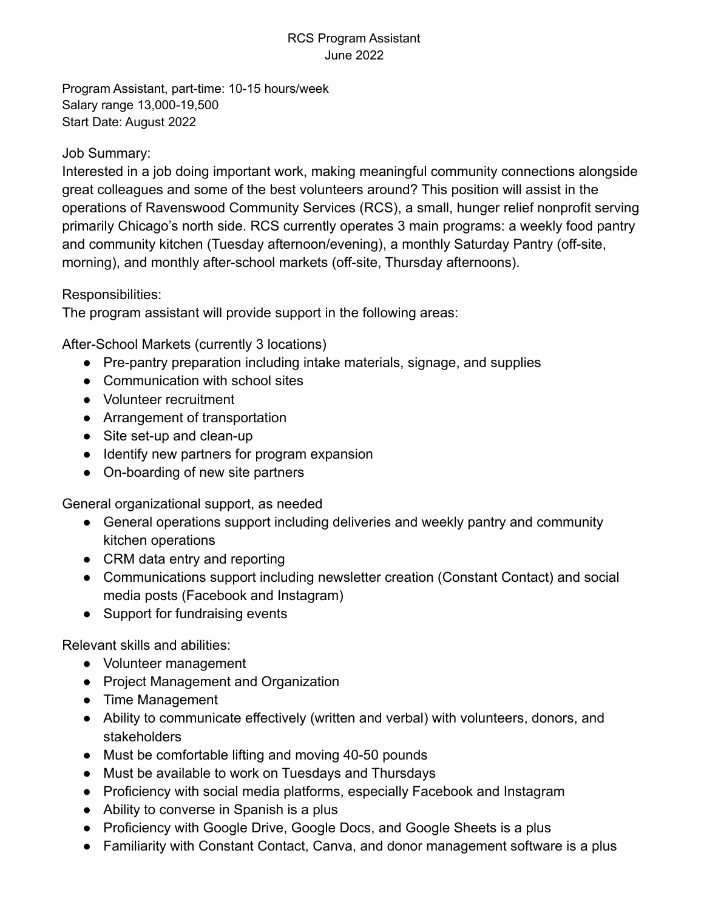# RCS Program Assistant
June 2022

Program Assistant, part-time: 10-15 hours/week
Salary range 13,000-19,500
Start Date: August 2022

Job Summary:
Interested in a job doing important work, making meaningful community connections alongside great colleagues and some of the best volunteers around? This position will assist in the operations of Ravenswood Community Services (RCS), a small, hunger relief nonprofit serving primarily Chicago's north side. RCS currently operates 3 main programs: a weekly food pantry and community kitchen (Tuesday afternoon/evening), a monthly Saturday Pantry (off-site, morning), and monthly after-school markets (off-site, Thursday afternoons).

Responsibilities:
The program assistant will provide support in the following areas:

After-School Markets (currently 3 locations)

- Pre-pantry preparation including intake materials, signage, and supplies
- Communication with school sites
- Volunteer recruitment
- Arrangement of transportation
- Site set-up and clean-up
- Identify new partners for program expansion
- On-boarding of new site partners

General organizational support, as needed

- General operations support including deliveries and weekly pantry and community kitchen operations
- CRM data entry and reporting
- Communications support including newsletter creation (Constant Contact) and social media posts (Facebook and Instagram)
- Support for fundraising events

Relevant skills and abilities:

- Volunteer management
- Project Management and Organization
- Time Management
- Ability to communicate effectively (written and verbal) with volunteers, donors, and stakeholders
- Must be comfortable lifting and moving 40-50 pounds
- Must be available to work on Tuesdays and Thursdays
- Proficiency with social media platforms, especially Facebook and Instagram
- Ability to converse in Spanish is a plus
- Proficiency with Google Drive, Google Docs, and Google Sheets is a plus
- Familiarity with Constant Contact, Canva, and donor management software is a plus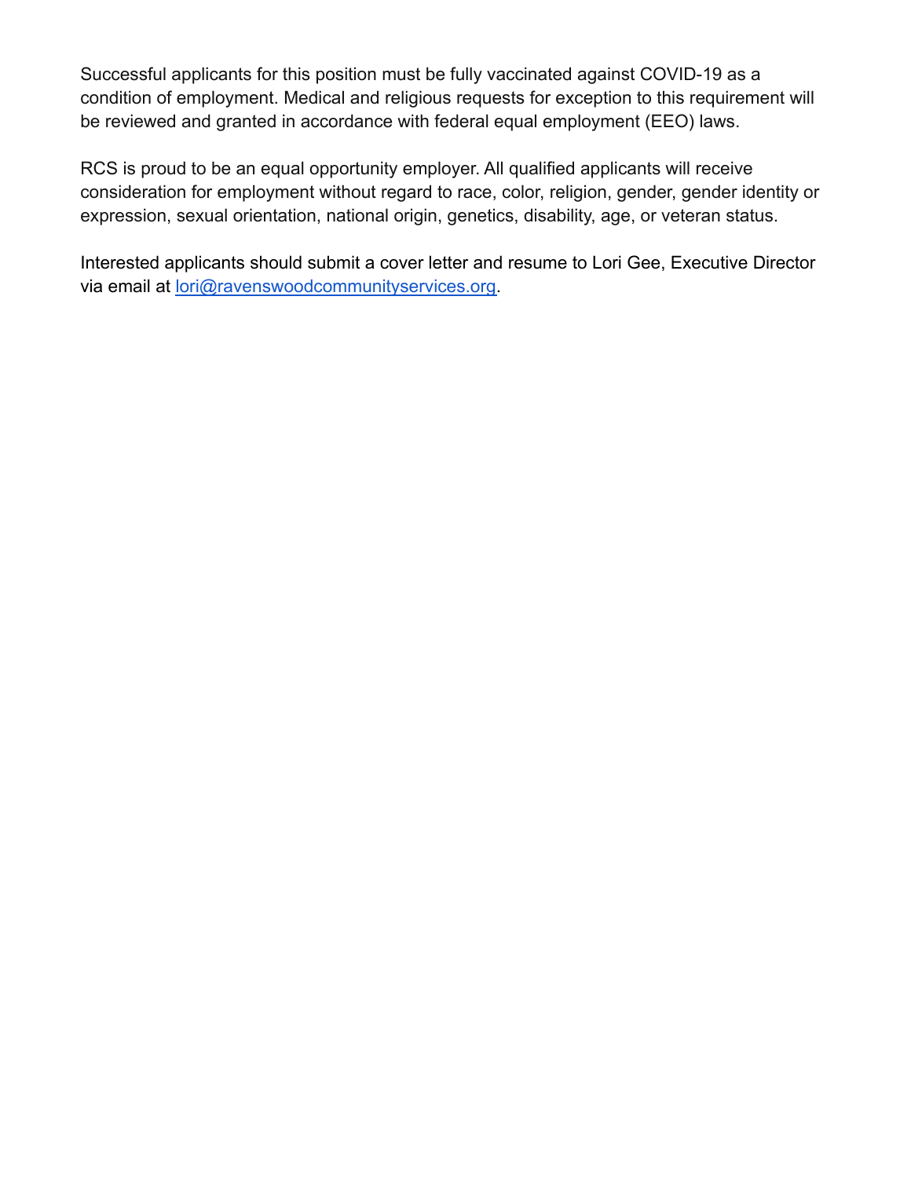Successful applicants for this position must be fully vaccinated against COVID-19 as a condition of employment. Medical and religious requests for exception to this requirement will be reviewed and granted in accordance with federal equal employment (EEO) laws.

RCS is proud to be an equal opportunity employer. All qualified applicants will receive consideration for employment without regard to race, color, religion, gender, gender identity or expression, sexual orientation, national origin, genetics, disability, age, or veteran status.

Interested applicants should submit a cover letter and resume to Lori Gee, Executive Director via email at [lori@ravenswoodcommunityservices.org](mailto:lori@ravenswoodcommunityservices.org).